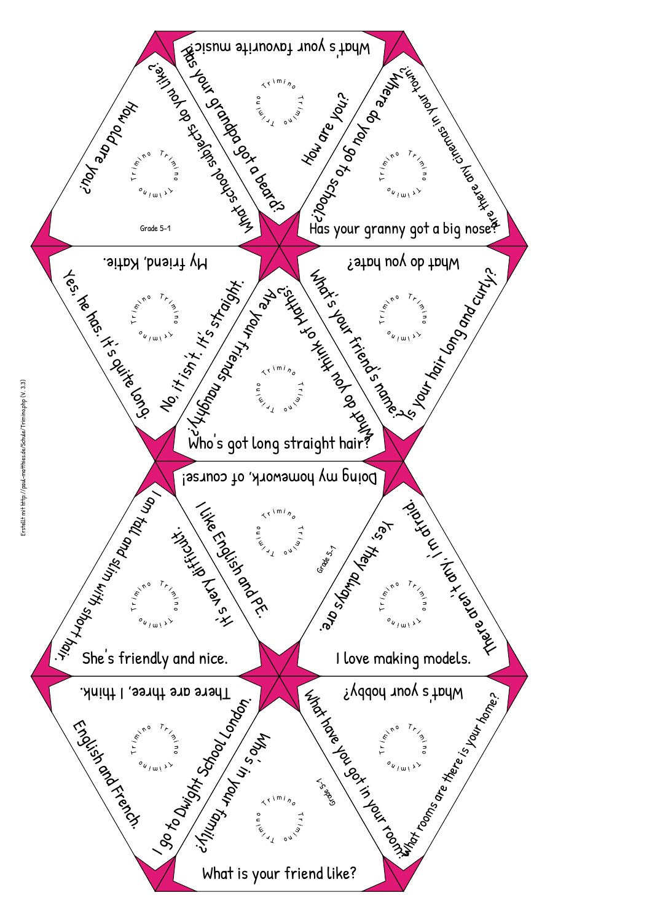What's your favourite music?

Has your grandpa got a beard?

How are you?

How old are you?

What school subjects do you like?

Where do you go to school?

Are there any cinemas in your town?

Has your granny got a big nose?

Grade 5-1

My friend, Katie.

What do you hate?

Yes, he has. It's quite long.

No, it isn't. It's straight.

Are your friends naughty?

What do you think of Maths?

What's your friend's name?

Is your hair long and curly?

Who's got long straight hair?

Doing my homework, of course!

I like English and PE.

It's very difficult.

I am tall and slim with short hair.

Yes, they always are.

There aren't any, I'm afraid.

Grade 5-1

She's friendly and nice.

I love making models.

There are three, I think.

What's your hobby?

English and French.

I go to Dwight School London.

Who's in your family?

What have you got in your room?

What rooms are there is your home?

Grade 5-1

What is your friend like?

Erstellt mit http://paul-matthies.de/Schule/Trimino.php (V. 3.3)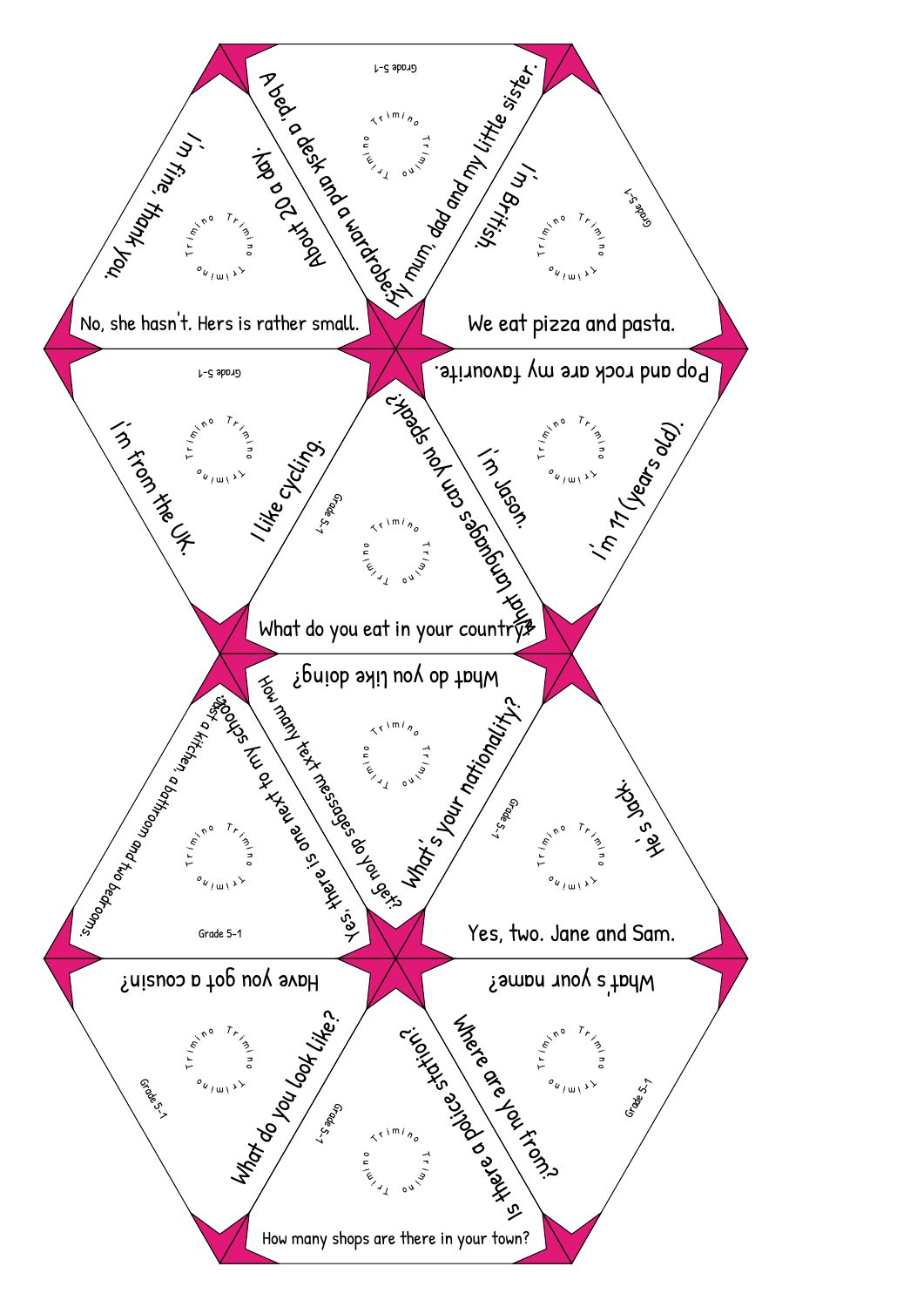Grade 5-1

A bed, a desk and a wardrobe.

My mum, dad and my little sister.

I'm fine, thank you.

About 20 a day.

No, she hasn't. Hers is rather small.

I'm British.

We eat pizza and pasta.

Pop and rock are my favourite.

I'm from the UK.

I like cycling.

What languages can you speak?

I'm Jason.

I'm 11 (years old).

What do you eat in your country?

What do you like doing?

Just a kitchen, a bathroom and two bedrooms.

Yes, there is one next to my school.

How many text messages do you get?

What's your nationality?

He's Jack.

Yes, two. Jane and Sam.

Have you got a cousin?

What's your name?

What do you look like?

Is there a police station?

Where are you from?

How many shops are there in your town?

Trimino

Grade 5-1